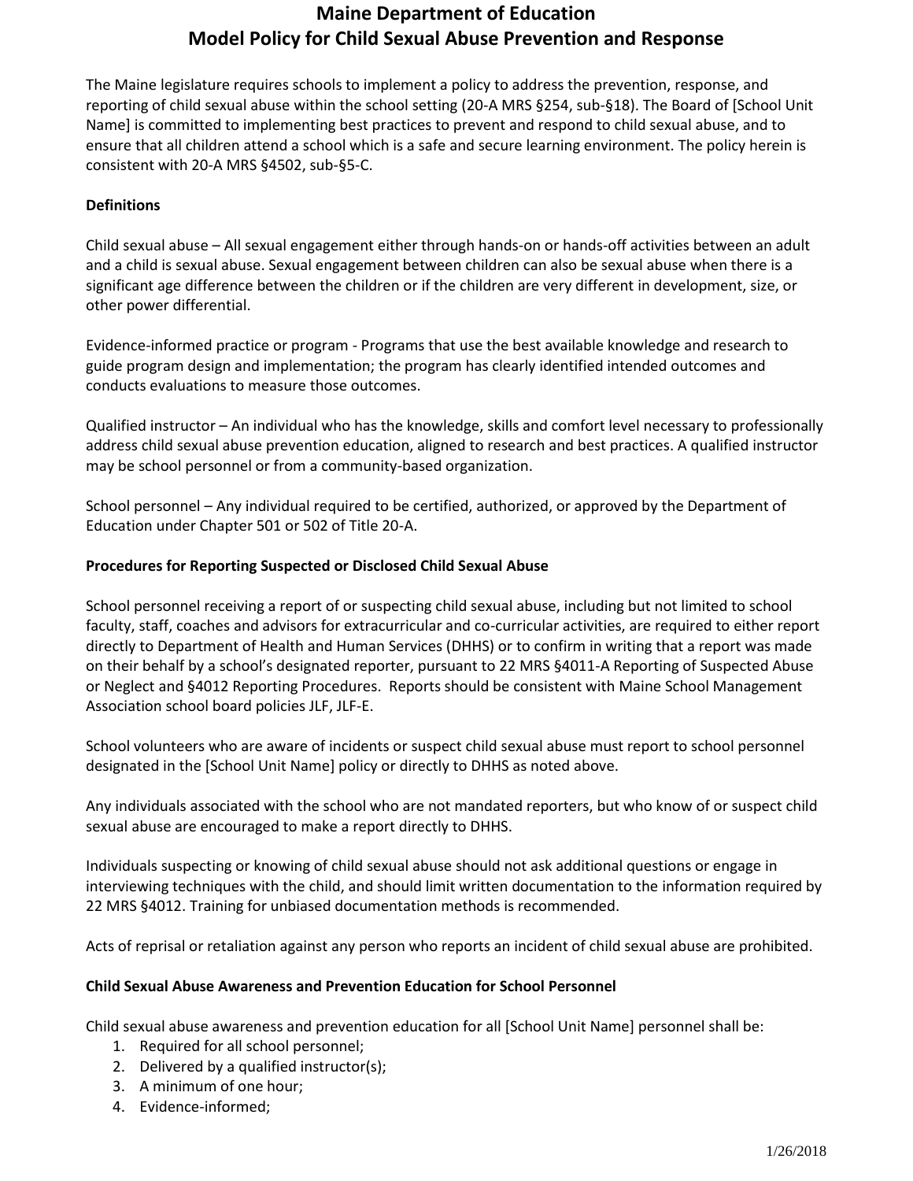# Maine Department of Education
# Model Policy for Child Sexual Abuse Prevention and Response

The Maine legislature requires schools to implement a policy to address the prevention, response, and reporting of child sexual abuse within the school setting (20-A MRS §254, sub-§18). The Board of [School Unit Name] is committed to implementing best practices to prevent and respond to child sexual abuse, and to ensure that all children attend a school which is a safe and secure learning environment. The policy herein is consistent with 20-A MRS §4502, sub-§5-C.

**Definitions**

Child sexual abuse – All sexual engagement either through hands-on or hands-off activities between an adult and a child is sexual abuse. Sexual engagement between children can also be sexual abuse when there is a significant age difference between the children or if the children are very different in development, size, or other power differential.

Evidence-informed practice or program - Programs that use the best available knowledge and research to guide program design and implementation; the program has clearly identified intended outcomes and conducts evaluations to measure those outcomes.

Qualified instructor – An individual who has the knowledge, skills and comfort level necessary to professionally address child sexual abuse prevention education, aligned to research and best practices. A qualified instructor may be school personnel or from a community-based organization.

School personnel – Any individual required to be certified, authorized, or approved by the Department of Education under Chapter 501 or 502 of Title 20-A.

**Procedures for Reporting Suspected or Disclosed Child Sexual Abuse**

School personnel receiving a report of or suspecting child sexual abuse, including but not limited to school faculty, staff, coaches and advisors for extracurricular and co-curricular activities, are required to either report directly to Department of Health and Human Services (DHHS) or to confirm in writing that a report was made on their behalf by a school's designated reporter, pursuant to 22 MRS §4011-A Reporting of Suspected Abuse or Neglect and §4012 Reporting Procedures. Reports should be consistent with Maine School Management Association school board policies JLF, JLF-E.

School volunteers who are aware of incidents or suspect child sexual abuse must report to school personnel designated in the [School Unit Name] policy or directly to DHHS as noted above.

Any individuals associated with the school who are not mandated reporters, but who know of or suspect child sexual abuse are encouraged to make a report directly to DHHS.

Individuals suspecting or knowing of child sexual abuse should not ask additional questions or engage in interviewing techniques with the child, and should limit written documentation to the information required by 22 MRS §4012. Training for unbiased documentation methods is recommended.

Acts of reprisal or retaliation against any person who reports an incident of child sexual abuse are prohibited.

**Child Sexual Abuse Awareness and Prevention Education for School Personnel**

Child sexual abuse awareness and prevention education for all [School Unit Name] personnel shall be:

1. Required for all school personnel;
2. Delivered by a qualified instructor(s);
3. A minimum of one hour;
4. Evidence-informed;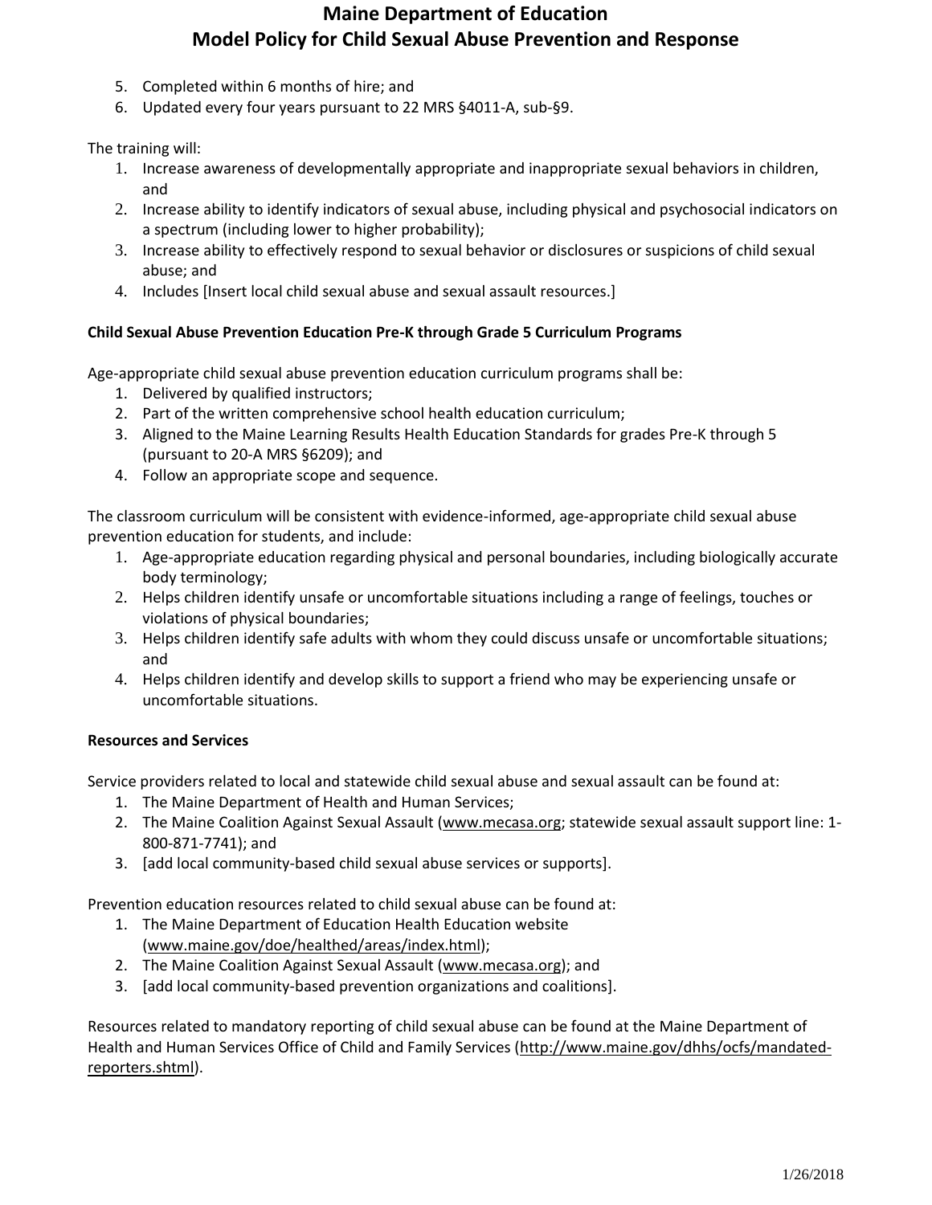5. Completed within 6 months of hire; and
6. Updated every four years pursuant to 22 MRS §4011-A, sub-§9.

The training will:

1. Increase awareness of developmentally appropriate and inappropriate sexual behaviors in children, and
2. Increase ability to identify indicators of sexual abuse, including physical and psychosocial indicators on a spectrum (including lower to higher probability);
3. Increase ability to effectively respond to sexual behavior or disclosures or suspicions of child sexual abuse; and
4. Includes [Insert local child sexual abuse and sexual assault resources.]

**Child Sexual Abuse Prevention Education Pre-K through Grade 5 Curriculum Programs**

Age-appropriate child sexual abuse prevention education curriculum programs shall be:

1. Delivered by qualified instructors;
2. Part of the written comprehensive school health education curriculum;
3. Aligned to the Maine Learning Results Health Education Standards for grades Pre-K through 5 (pursuant to 20-A MRS §6209); and
4. Follow an appropriate scope and sequence.

The classroom curriculum will be consistent with evidence-informed, age-appropriate child sexual abuse prevention education for students, and include:

1. Age-appropriate education regarding physical and personal boundaries, including biologically accurate body terminology;
2. Helps children identify unsafe or uncomfortable situations including a range of feelings, touches or violations of physical boundaries;
3. Helps children identify safe adults with whom they could discuss unsafe or uncomfortable situations; and
4. Helps children identify and develop skills to support a friend who may be experiencing unsafe or uncomfortable situations.

**Resources and Services**

Service providers related to local and statewide child sexual abuse and sexual assault can be found at:

1. The Maine Department of Health and Human Services;
2. The Maine Coalition Against Sexual Assault (www.mecasa.org; statewide sexual assault support line: 1-800-871-7741); and
3. [add local community-based child sexual abuse services or supports].

Prevention education resources related to child sexual abuse can be found at:

1. The Maine Department of Education Health Education website (www.maine.gov/doe/healthed/areas/index.html);
2. The Maine Coalition Against Sexual Assault (www.mecasa.org); and
3. [add local community-based prevention organizations and coalitions].

Resources related to mandatory reporting of child sexual abuse can be found at the Maine Department of Health and Human Services Office of Child and Family Services (http://www.maine.gov/dhhs/ocfs/mandated-reporters.shtml).